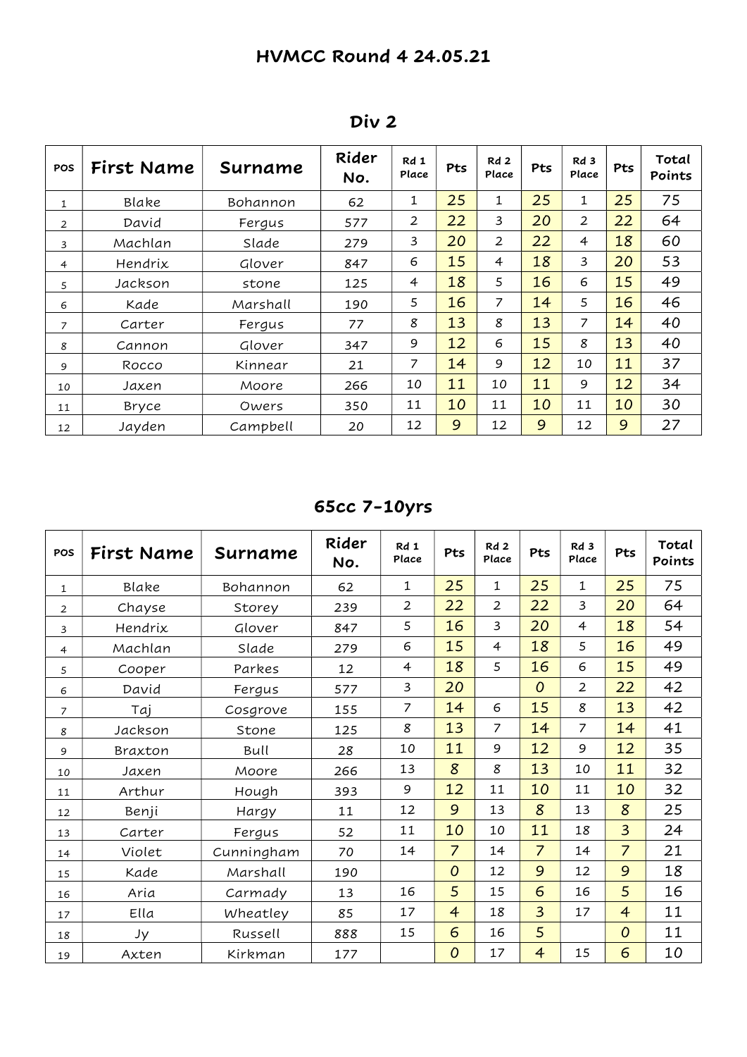# HVMCC Round 4 24.05.21

## Div 2

| POS | First Name | Surname | Rider No. | Rd 1 Place | Pts | Rd 2 Place | Pts | Rd 3 Place | Pts | Total Points |
|---|---|---|---|---|---|---|---|---|---|---|
| 1 | Blake | Bohannon | 62 | 1 | 25 | 1 | 25 | 1 | 25 | 75 |
| 2 | David | Fergus | 577 | 2 | 22 | 3 | 20 | 2 | 22 | 64 |
| 3 | Machlan | Slade | 279 | 3 | 20 | 2 | 22 | 4 | 18 | 60 |
| 4 | Hendrix | Glover | 847 | 6 | 15 | 4 | 18 | 3 | 20 | 53 |
| 5 | Jackson | stone | 125 | 4 | 18 | 5 | 16 | 6 | 15 | 49 |
| 6 | Kade | Marshall | 190 | 5 | 16 | 7 | 14 | 5 | 16 | 46 |
| 7 | Carter | Fergus | 77 | 8 | 13 | 8 | 13 | 7 | 14 | 40 |
| 8 | Cannon | Glover | 347 | 9 | 12 | 6 | 15 | 8 | 13 | 40 |
| 9 | Rocco | Kinnear | 21 | 7 | 14 | 9 | 12 | 10 | 11 | 37 |
| 10 | Jaxen | Moore | 266 | 10 | 11 | 10 | 11 | 9 | 12 | 34 |
| 11 | Bryce | Owers | 350 | 11 | 10 | 11 | 10 | 11 | 10 | 30 |
| 12 | Jayden | Campbell | 20 | 12 | 9 | 12 | 9 | 12 | 9 | 27 |

## 65cc 7-10yrs

| POS | First Name | Surname | Rider No. | Rd 1 Place | Pts | Rd 2 Place | Pts | Rd 3 Place | Pts | Total Points |
|---|---|---|---|---|---|---|---|---|---|---|
| 1 | Blake | Bohannon | 62 | 1 | 25 | 1 | 25 | 1 | 25 | 75 |
| 2 | Chayse | Storey | 239 | 2 | 22 | 2 | 22 | 3 | 20 | 64 |
| 3 | Hendrix | Glover | 847 | 5 | 16 | 3 | 20 | 4 | 18 | 54 |
| 4 | Machlan | Slade | 279 | 6 | 15 | 4 | 18 | 5 | 16 | 49 |
| 5 | Cooper | Parkes | 12 | 4 | 18 | 5 | 16 | 6 | 15 | 49 |
| 6 | David | Fergus | 577 | 3 | 20 | | 0 | 2 | 22 | 42 |
| 7 | Taj | Cosgrove | 155 | 7 | 14 | 6 | 15 | 8 | 13 | 42 |
| 8 | Jackson | Stone | 125 | 8 | 13 | 7 | 14 | 7 | 14 | 41 |
| 9 | Braxton | Bull | 28 | 10 | 11 | 9 | 12 | 9 | 12 | 35 |
| 10 | Jaxen | Moore | 266 | 13 | 8 | 8 | 13 | 10 | 11 | 32 |
| 11 | Arthur | Hough | 393 | 9 | 12 | 11 | 10 | 11 | 10 | 32 |
| 12 | Benji | Hargy | 11 | 12 | 9 | 13 | 8 | 13 | 8 | 25 |
| 13 | Carter | Fergus | 52 | 11 | 10 | 10 | 11 | 18 | 3 | 24 |
| 14 | Violet | Cunningham | 70 | 14 | 7 | 14 | 7 | 14 | 7 | 21 |
| 15 | Kade | Marshall | 190 | | 0 | 12 | 9 | 12 | 9 | 18 |
| 16 | Aria | Carmady | 13 | 16 | 5 | 15 | 6 | 16 | 5 | 16 |
| 17 | Ella | Wheatley | 85 | 17 | 4 | 18 | 3 | 17 | 4 | 11 |
| 18 | Jy | Russell | 888 | 15 | 6 | 16 | 5 | | 0 | 11 |
| 19 | Axten | Kirkman | 177 | | 0 | 17 | 4 | 15 | 6 | 10 |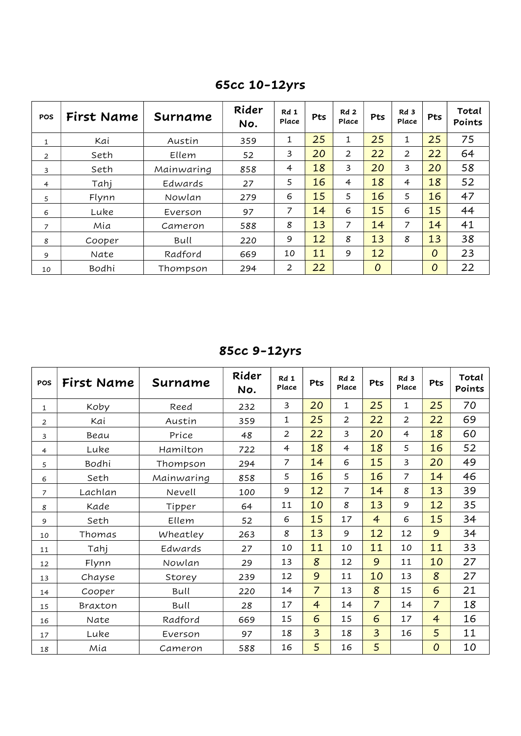## 65cc 10-12yrs

| POS | First Name | Surname | Rider No. | Rd 1 Place | Pts | Rd 2 Place | Pts | Rd 3 Place | Pts | Total Points |
|---|---|---|---|---|---|---|---|---|---|---|
| 1 | Kai | Austin | 359 | 1 | 25 | 1 | 25 | 1 | 25 | 75 |
| 2 | Seth | Ellem | 52 | 3 | 20 | 2 | 22 | 2 | 22 | 64 |
| 3 | Seth | Mainwaring | 858 | 4 | 18 | 3 | 20 | 3 | 20 | 58 |
| 4 | Tahj | Edwards | 27 | 5 | 16 | 4 | 18 | 4 | 18 | 52 |
| 5 | Flynn | Nowlan | 279 | 6 | 15 | 5 | 16 | 5 | 16 | 47 |
| 6 | Luke | Everson | 97 | 7 | 14 | 6 | 15 | 6 | 15 | 44 |
| 7 | Mia | Cameron | 588 | 8 | 13 | 7 | 14 | 7 | 14 | 41 |
| 8 | Cooper | Bull | 220 | 9 | 12 | 8 | 13 | 8 | 13 | 38 |
| 9 | Nate | Radford | 669 | 10 | 11 | 9 | 12 | | 0 | 23 |
| 10 | Bodhi | Thompson | 294 | 2 | 22 | | 0 | | 0 | 22 |

## 85cc 9-12yrs

| POS | First Name | Surname | Rider No. | Rd 1 Place | Pts | Rd 2 Place | Pts | Rd 3 Place | Pts | Total Points |
|---|---|---|---|---|---|---|---|---|---|---|
| 1 | Koby | Reed | 232 | 3 | 20 | 1 | 25 | 1 | 25 | 70 |
| 2 | Kai | Austin | 359 | 1 | 25 | 2 | 22 | 2 | 22 | 69 |
| 3 | Beau | Price | 48 | 2 | 22 | 3 | 20 | 4 | 18 | 60 |
| 4 | Luke | Hamilton | 722 | 4 | 18 | 4 | 18 | 5 | 16 | 52 |
| 5 | Bodhi | Thompson | 294 | 7 | 14 | 6 | 15 | 3 | 20 | 49 |
| 6 | Seth | Mainwaring | 858 | 5 | 16 | 5 | 16 | 7 | 14 | 46 |
| 7 | Lachlan | Nevell | 100 | 9 | 12 | 7 | 14 | 8 | 13 | 39 |
| 8 | Kade | Tipper | 64 | 11 | 10 | 8 | 13 | 9 | 12 | 35 |
| 9 | Seth | Ellem | 52 | 6 | 15 | 17 | 4 | 6 | 15 | 34 |
| 10 | Thomas | Wheatley | 263 | 8 | 13 | 9 | 12 | 12 | 9 | 34 |
| 11 | Tahj | Edwards | 27 | 10 | 11 | 10 | 11 | 10 | 11 | 33 |
| 12 | Flynn | Nowlan | 29 | 13 | 8 | 12 | 9 | 11 | 10 | 27 |
| 13 | Chayse | Storey | 239 | 12 | 9 | 11 | 10 | 13 | 8 | 27 |
| 14 | Cooper | Bull | 220 | 14 | 7 | 13 | 8 | 15 | 6 | 21 |
| 15 | Braxton | Bull | 28 | 17 | 4 | 14 | 7 | 14 | 7 | 18 |
| 16 | Nate | Radford | 669 | 15 | 6 | 15 | 6 | 17 | 4 | 16 |
| 17 | Luke | Everson | 97 | 18 | 3 | 18 | 3 | 16 | 5 | 11 |
| 18 | Mia | Cameron | 588 | 16 | 5 | 16 | 5 | | 0 | 10 |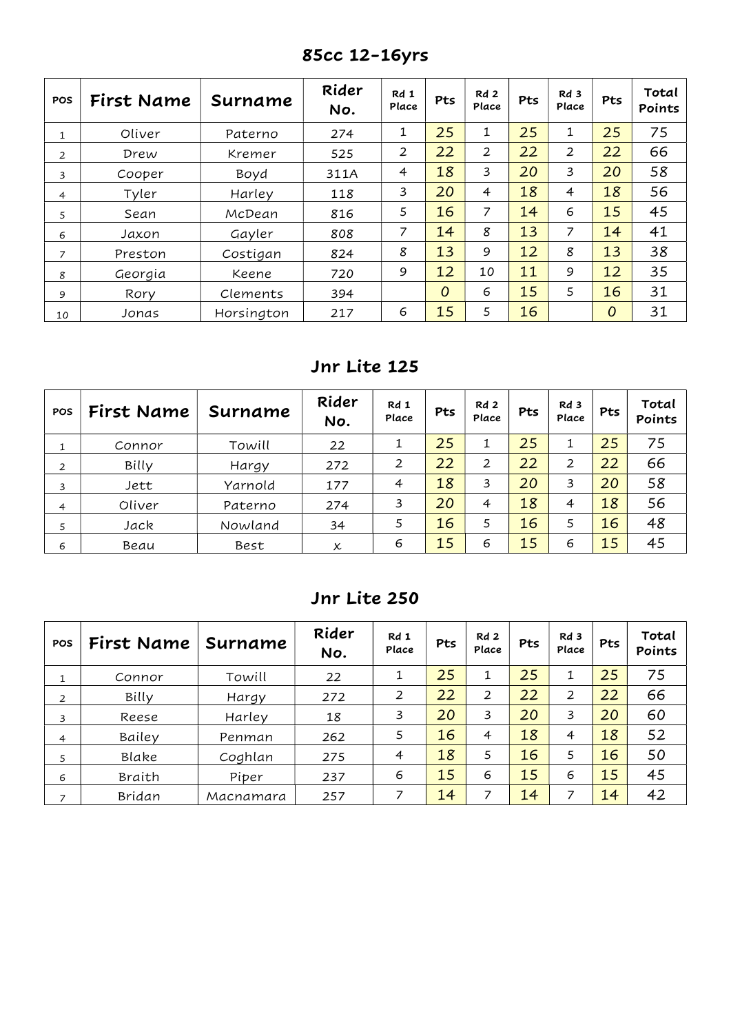## 85cc 12-16yrs

| POS | First Name | Surname | Rider No. | Rd 1 Place | Pts | Rd 2 Place | Pts | Rd 3 Place | Pts | Total Points |
|---|---|---|---|---|---|---|---|---|---|---|
| 1 | Oliver | Paterno | 274 | 1 | 25 | 1 | 25 | 1 | 25 | 75 |
| 2 | Drew | Kremer | 525 | 2 | 22 | 2 | 22 | 2 | 22 | 66 |
| 3 | Cooper | Boyd | 311A | 4 | 18 | 3 | 20 | 3 | 20 | 58 |
| 4 | Tyler | Harley | 118 | 3 | 20 | 4 | 18 | 4 | 18 | 56 |
| 5 | Sean | McDean | 816 | 5 | 16 | 7 | 14 | 6 | 15 | 45 |
| 6 | Jaxon | Gayler | 808 | 7 | 14 | 8 | 13 | 7 | 14 | 41 |
| 7 | Preston | Costigan | 824 | 8 | 13 | 9 | 12 | 8 | 13 | 38 |
| 8 | Georgia | Keene | 720 | 9 | 12 | 10 | 11 | 9 | 12 | 35 |
| 9 | Rory | Clements | 394 | | 0 | 6 | 15 | 5 | 16 | 31 |
| 10 | Jonas | Horsington | 217 | 6 | 15 | 5 | 16 | | 0 | 31 |

## Jnr Lite 125

| POS | First Name | Surname | Rider No. | Rd 1 Place | Pts | Rd 2 Place | Pts | Rd 3 Place | Pts | Total Points |
|---|---|---|---|---|---|---|---|---|---|---|
| 1 | Connor | Towill | 22 | 1 | 25 | 1 | 25 | 1 | 25 | 75 |
| 2 | Billy | Hargy | 272 | 2 | 22 | 2 | 22 | 2 | 22 | 66 |
| 3 | Jett | Yarnold | 177 | 4 | 18 | 3 | 20 | 3 | 20 | 58 |
| 4 | Oliver | Paterno | 274 | 3 | 20 | 4 | 18 | 4 | 18 | 56 |
| 5 | Jack | Nowland | 34 | 5 | 16 | 5 | 16 | 5 | 16 | 48 |
| 6 | Beau | Best | x | 6 | 15 | 6 | 15 | 6 | 15 | 45 |

## Jnr Lite 250

| POS | First Name | Surname | Rider No. | Rd 1 Place | Pts | Rd 2 Place | Pts | Rd 3 Place | Pts | Total Points |
|---|---|---|---|---|---|---|---|---|---|---|
| 1 | Connor | Towill | 22 | 1 | 25 | 1 | 25 | 1 | 25 | 75 |
| 2 | Billy | Hargy | 272 | 2 | 22 | 2 | 22 | 2 | 22 | 66 |
| 3 | Reese | Harley | 18 | 3 | 20 | 3 | 20 | 3 | 20 | 60 |
| 4 | Bailey | Penman | 262 | 5 | 16 | 4 | 18 | 4 | 18 | 52 |
| 5 | Blake | Coghlan | 275 | 4 | 18 | 5 | 16 | 5 | 16 | 50 |
| 6 | Braith | Piper | 237 | 6 | 15 | 6 | 15 | 6 | 15 | 45 |
| 7 | Bridan | Macnamara | 257 | 7 | 14 | 7 | 14 | 7 | 14 | 42 |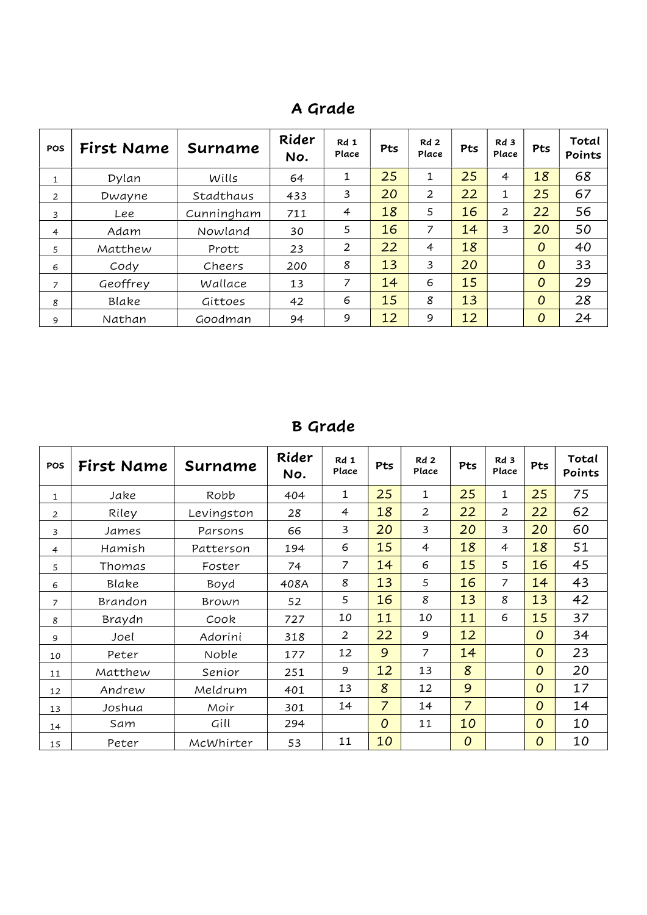## A Grade

| POS | First Name | Surname | Rider No. | Rd 1 Place | Pts | Rd 2 Place | Pts | Rd 3 Place | Pts | Total Points |
|---|---|---|---|---|---|---|---|---|---|---|
| 1 | Dylan | Wills | 64 | 1 | 25 | 1 | 25 | 4 | 18 | 68 |
| 2 | Dwayne | Stadthaus | 433 | 3 | 20 | 2 | 22 | 1 | 25 | 67 |
| 3 | Lee | Cunningham | 711 | 4 | 18 | 5 | 16 | 2 | 22 | 56 |
| 4 | Adam | Nowland | 30 | 5 | 16 | 7 | 14 | 3 | 20 | 50 |
| 5 | Matthew | Prott | 23 | 2 | 22 | 4 | 18 | | 0 | 40 |
| 6 | Cody | Cheers | 200 | 8 | 13 | 3 | 20 | | 0 | 33 |
| 7 | Geoffrey | Wallace | 13 | 7 | 14 | 6 | 15 | | 0 | 29 |
| 8 | Blake | Gittoes | 42 | 6 | 15 | 8 | 13 | | 0 | 28 |
| 9 | Nathan | Goodman | 94 | 9 | 12 | 9 | 12 | | 0 | 24 |

## B Grade

| POS | First Name | Surname | Rider No. | Rd 1 Place | Pts | Rd 2 Place | Pts | Rd 3 Place | Pts | Total Points |
|---|---|---|---|---|---|---|---|---|---|---|
| 1 | Jake | Robb | 404 | 1 | 25 | 1 | 25 | 1 | 25 | 75 |
| 2 | Riley | Levingston | 28 | 4 | 18 | 2 | 22 | 2 | 22 | 62 |
| 3 | James | Parsons | 66 | 3 | 20 | 3 | 20 | 3 | 20 | 60 |
| 4 | Hamish | Patterson | 194 | 6 | 15 | 4 | 18 | 4 | 18 | 51 |
| 5 | Thomas | Foster | 74 | 7 | 14 | 6 | 15 | 5 | 16 | 45 |
| 6 | Blake | Boyd | 408A | 8 | 13 | 5 | 16 | 7 | 14 | 43 |
| 7 | Brandon | Brown | 52 | 5 | 16 | 8 | 13 | 8 | 13 | 42 |
| 8 | Braydn | Cook | 727 | 10 | 11 | 10 | 11 | 6 | 15 | 37 |
| 9 | Joel | Adorini | 318 | 2 | 22 | 9 | 12 | | 0 | 34 |
| 10 | Peter | Noble | 177 | 12 | 9 | 7 | 14 | | 0 | 23 |
| 11 | Matthew | Senior | 251 | 9 | 12 | 13 | 8 | | 0 | 20 |
| 12 | Andrew | Meldrum | 401 | 13 | 8 | 12 | 9 | | 0 | 17 |
| 13 | Joshua | Moir | 301 | 14 | 7 | 14 | 7 | | 0 | 14 |
| 14 | Sam | Gill | 294 | | 0 | 11 | 10 | | 0 | 10 |
| 15 | Peter | McWhirter | 53 | 11 | 10 | | 0 | | 0 | 10 |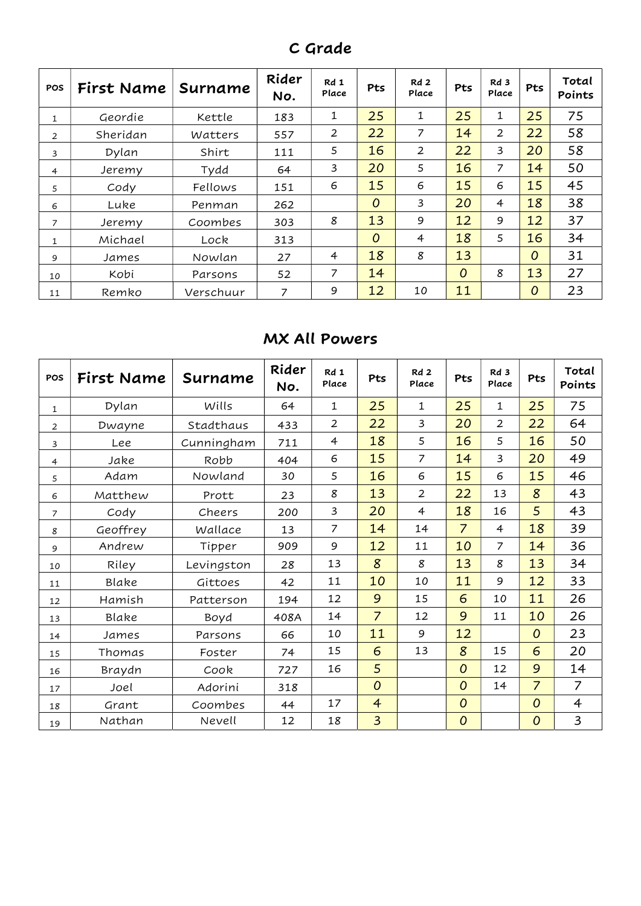## C Grade

| POS | First Name | Surname | Rider No. | Rd 1 Place | Pts | Rd 2 Place | Pts | Rd 3 Place | Pts | Total Points |
|---|---|---|---|---|---|---|---|---|---|---|
| 1 | Geordie | Kettle | 183 | 1 | 25 | 1 | 25 | 1 | 25 | 75 |
| 2 | Sheridan | Watters | 557 | 2 | 22 | 7 | 14 | 2 | 22 | 58 |
| 3 | Dylan | Shirt | 111 | 5 | 16 | 2 | 22 | 3 | 20 | 58 |
| 4 | Jeremy | Tydd | 64 | 3 | 20 | 5 | 16 | 7 | 14 | 50 |
| 5 | Cody | Fellows | 151 | 6 | 15 | 6 | 15 | 6 | 15 | 45 |
| 6 | Luke | Penman | 262 | | 0 | 3 | 20 | 4 | 18 | 38 |
| 7 | Jeremy | Coombes | 303 | 8 | 13 | 9 | 12 | 9 | 12 | 37 |
| 1 | Michael | Lock | 313 | | 0 | 4 | 18 | 5 | 16 | 34 |
| 9 | James | Nowlan | 27 | 4 | 18 | 8 | 13 | | 0 | 31 |
| 10 | Kobi | Parsons | 52 | 7 | 14 | | 0 | 8 | 13 | 27 |
| 11 | Remko | Verschuur | 7 | 9 | 12 | 10 | 11 | | 0 | 23 |

## MX All Powers

| POS | First Name | Surname | Rider No. | Rd 1 Place | Pts | Rd 2 Place | Pts | Rd 3 Place | Pts | Total Points |
|---|---|---|---|---|---|---|---|---|---|---|
| 1 | Dylan | Wills | 64 | 1 | 25 | 1 | 25 | 1 | 25 | 75 |
| 2 | Dwayne | Stadthaus | 433 | 2 | 22 | 3 | 20 | 2 | 22 | 64 |
| 3 | Lee | Cunningham | 711 | 4 | 18 | 5 | 16 | 5 | 16 | 50 |
| 4 | Jake | Robb | 404 | 6 | 15 | 7 | 14 | 3 | 20 | 49 |
| 5 | Adam | Nowland | 30 | 5 | 16 | 6 | 15 | 6 | 15 | 46 |
| 6 | Matthew | Prott | 23 | 8 | 13 | 2 | 22 | 13 | 8 | 43 |
| 7 | Cody | Cheers | 200 | 3 | 20 | 4 | 18 | 16 | 5 | 43 |
| 8 | Geoffrey | Wallace | 13 | 7 | 14 | 14 | 7 | 4 | 18 | 39 |
| 9 | Andrew | Tipper | 909 | 9 | 12 | 11 | 10 | 7 | 14 | 36 |
| 10 | Riley | Levingston | 28 | 13 | 8 | 8 | 13 | 8 | 13 | 34 |
| 11 | Blake | Gittoes | 42 | 11 | 10 | 10 | 11 | 9 | 12 | 33 |
| 12 | Hamish | Patterson | 194 | 12 | 9 | 15 | 6 | 10 | 11 | 26 |
| 13 | Blake | Boyd | 408A | 14 | 7 | 12 | 9 | 11 | 10 | 26 |
| 14 | James | Parsons | 66 | 10 | 11 | 9 | 12 | | 0 | 23 |
| 15 | Thomas | Foster | 74 | 15 | 6 | 13 | 8 | 15 | 6 | 20 |
| 16 | Braydn | Cook | 727 | 16 | 5 | | 0 | 12 | 9 | 14 |
| 17 | Joel | Adorini | 318 | | 0 | | 0 | 14 | 7 | 7 |
| 18 | Grant | Coombes | 44 | 17 | 4 | | 0 | | 0 | 4 |
| 19 | Nathan | Nevell | 12 | 18 | 3 | | 0 | | 0 | 3 |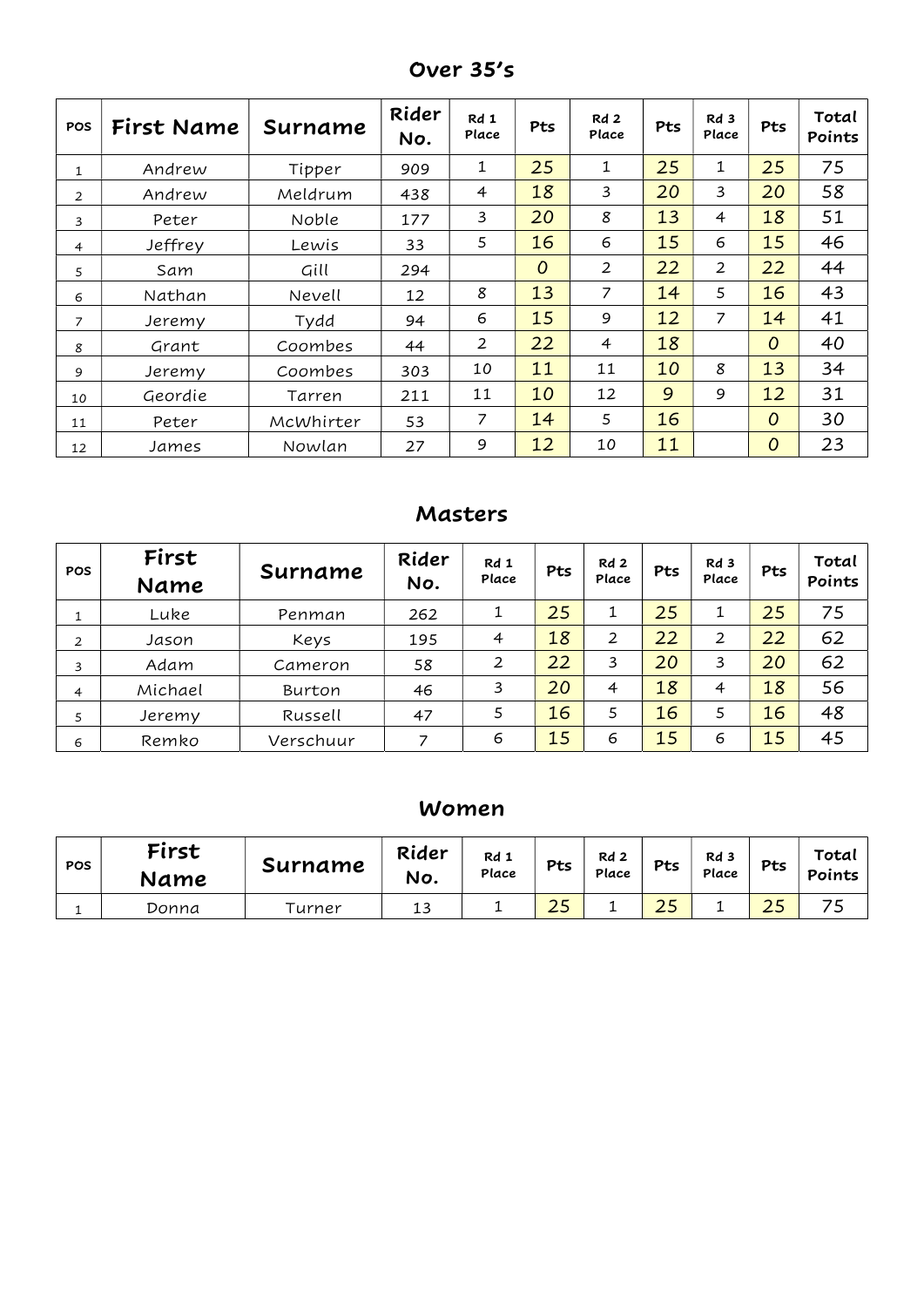## Over 35's

| POS | First Name | Surname | Rider No. | Rd 1 Place | Pts | Rd 2 Place | Pts | Rd 3 Place | Pts | Total Points |
|---|---|---|---|---|---|---|---|---|---|---|
| 1 | Andrew | Tipper | 909 | 1 | 25 | 1 | 25 | 1 | 25 | 75 |
| 2 | Andrew | Meldrum | 438 | 4 | 18 | 3 | 20 | 3 | 20 | 58 |
| 3 | Peter | Noble | 177 | 3 | 20 | 8 | 13 | 4 | 18 | 51 |
| 4 | Jeffrey | Lewis | 33 | 5 | 16 | 6 | 15 | 6 | 15 | 46 |
| 5 | Sam | Gill | 294 | | 0 | 2 | 22 | 2 | 22 | 44 |
| 6 | Nathan | Nevell | 12 | 8 | 13 | 7 | 14 | 5 | 16 | 43 |
| 7 | Jeremy | Tydd | 94 | 6 | 15 | 9 | 12 | 7 | 14 | 41 |
| 8 | Grant | Coombes | 44 | 2 | 22 | 4 | 18 | | 0 | 40 |
| 9 | Jeremy | Coombes | 303 | 10 | 11 | 11 | 10 | 8 | 13 | 34 |
| 10 | Geordie | Tarren | 211 | 11 | 10 | 12 | 9 | 9 | 12 | 31 |
| 11 | Peter | McWhirter | 53 | 7 | 14 | 5 | 16 | | 0 | 30 |
| 12 | James | Nowlan | 27 | 9 | 12 | 10 | 11 | | 0 | 23 |

## Masters

| POS | First Name | Surname | Rider No. | Rd 1 Place | Pts | Rd 2 Place | Pts | Rd 3 Place | Pts | Total Points |
|---|---|---|---|---|---|---|---|---|---|---|
| 1 | Luke | Penman | 262 | 1 | 25 | 1 | 25 | 1 | 25 | 75 |
| 2 | Jason | Keys | 195 | 4 | 18 | 2 | 22 | 2 | 22 | 62 |
| 3 | Adam | Cameron | 58 | 2 | 22 | 3 | 20 | 3 | 20 | 62 |
| 4 | Michael | Burton | 46 | 3 | 20 | 4 | 18 | 4 | 18 | 56 |
| 5 | Jeremy | Russell | 47 | 5 | 16 | 5 | 16 | 5 | 16 | 48 |
| 6 | Remko | Verschuur | 7 | 6 | 15 | 6 | 15 | 6 | 15 | 45 |

## Women

| POS | First Name | Surname | Rider No. | Rd 1 Place | Pts | Rd 2 Place | Pts | Rd 3 Place | Pts | Total Points |
|---|---|---|---|---|---|---|---|---|---|---|
| 1 | Donna | Turner | 13 | 1 | 25 | 1 | 25 | 1 | 25 | 75 |